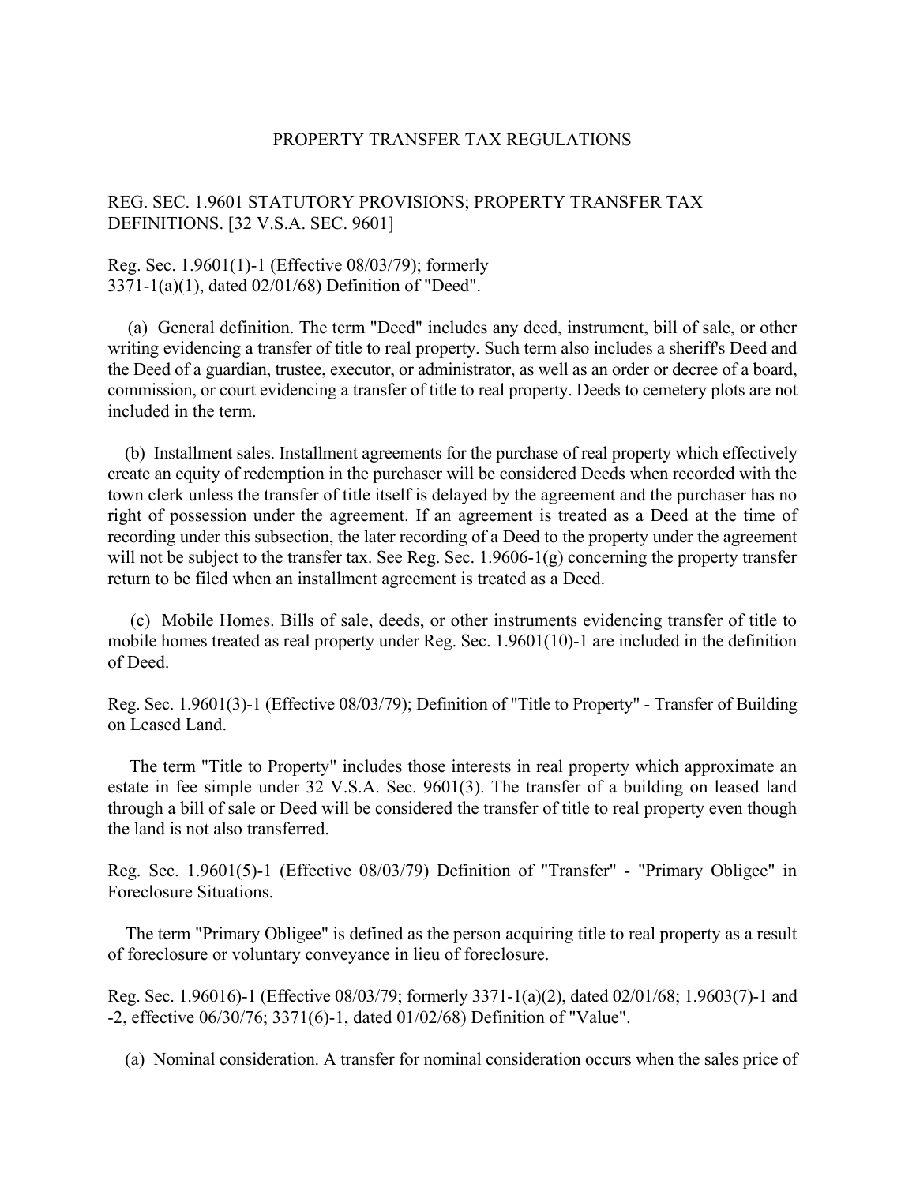# PROPERTY TRANSFER TAX REGULATIONS

## REG. SEC. 1.9601 STATUTORY PROVISIONS; PROPERTY TRANSFER TAX DEFINITIONS. [32 V.S.A. SEC. 9601]

Reg. Sec. 1.9601(1)-1 (Effective 08/03/79); formerly 3371-1(a)(1), dated 02/01/68) Definition of "Deed".

(a) General definition. The term "Deed" includes any deed, instrument, bill of sale, or other writing evidencing a transfer of title to real property. Such term also includes a sheriff's Deed and the Deed of a guardian, trustee, executor, or administrator, as well as an order or decree of a board, commission, or court evidencing a transfer of title to real property. Deeds to cemetery plots are not included in the term.

(b) Installment sales. Installment agreements for the purchase of real property which effectively create an equity of redemption in the purchaser will be considered Deeds when recorded with the town clerk unless the transfer of title itself is delayed by the agreement and the purchaser has no right of possession under the agreement. If an agreement is treated as a Deed at the time of recording under this subsection, the later recording of a Deed to the property under the agreement will not be subject to the transfer tax. See Reg. Sec. 1.9606-1(g) concerning the property transfer return to be filed when an installment agreement is treated as a Deed.

(c) Mobile Homes. Bills of sale, deeds, or other instruments evidencing transfer of title to mobile homes treated as real property under Reg. Sec. 1.9601(10)-1 are included in the definition of Deed.

Reg. Sec. 1.9601(3)-1 (Effective 08/03/79); Definition of "Title to Property" - Transfer of Building on Leased Land.

The term "Title to Property" includes those interests in real property which approximate an estate in fee simple under 32 V.S.A. Sec. 9601(3). The transfer of a building on leased land through a bill of sale or Deed will be considered the transfer of title to real property even though the land is not also transferred.

Reg. Sec. 1.9601(5)-1 (Effective 08/03/79) Definition of "Transfer" - "Primary Obligee" in Foreclosure Situations.

The term "Primary Obligee" is defined as the person acquiring title to real property as a result of foreclosure or voluntary conveyance in lieu of foreclosure.

Reg. Sec. 1.96016)-1 (Effective 08/03/79; formerly 3371-1(a)(2), dated 02/01/68; 1.9603(7)-1 and -2, effective 06/30/76; 3371(6)-1, dated 01/02/68) Definition of "Value".

(a) Nominal consideration. A transfer for nominal consideration occurs when the sales price of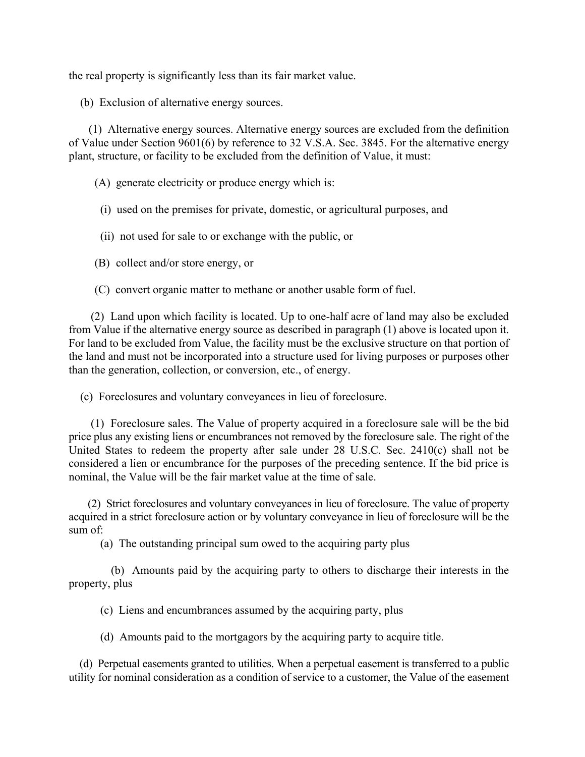the real property is significantly less than its fair market value.

(b) Exclusion of alternative energy sources.

(1) Alternative energy sources. Alternative energy sources are excluded from the definition of Value under Section 9601(6) by reference to 32 V.S.A. Sec. 3845. For the alternative energy plant, structure, or facility to be excluded from the definition of Value, it must:

(A) generate electricity or produce energy which is:

(i) used on the premises for private, domestic, or agricultural purposes, and

(ii) not used for sale to or exchange with the public, or

(B) collect and/or store energy, or

(C) convert organic matter to methane or another usable form of fuel.

(2) Land upon which facility is located. Up to one-half acre of land may also be excluded from Value if the alternative energy source as described in paragraph (1) above is located upon it. For land to be excluded from Value, the facility must be the exclusive structure on that portion of the land and must not be incorporated into a structure used for living purposes or purposes other than the generation, collection, or conversion, etc., of energy.

(c) Foreclosures and voluntary conveyances in lieu of foreclosure.

(1) Foreclosure sales. The Value of property acquired in a foreclosure sale will be the bid price plus any existing liens or encumbrances not removed by the foreclosure sale. The right of the United States to redeem the property after sale under 28 U.S.C. Sec. 2410(c) shall not be considered a lien or encumbrance for the purposes of the preceding sentence. If the bid price is nominal, the Value will be the fair market value at the time of sale.

(2) Strict foreclosures and voluntary conveyances in lieu of foreclosure. The value of property acquired in a strict foreclosure action or by voluntary conveyance in lieu of foreclosure will be the sum of:

(a) The outstanding principal sum owed to the acquiring party plus

(b) Amounts paid by the acquiring party to others to discharge their interests in the property, plus

(c) Liens and encumbrances assumed by the acquiring party, plus

(d) Amounts paid to the mortgagors by the acquiring party to acquire title.

(d) Perpetual easements granted to utilities. When a perpetual easement is transferred to a public utility for nominal consideration as a condition of service to a customer, the Value of the easement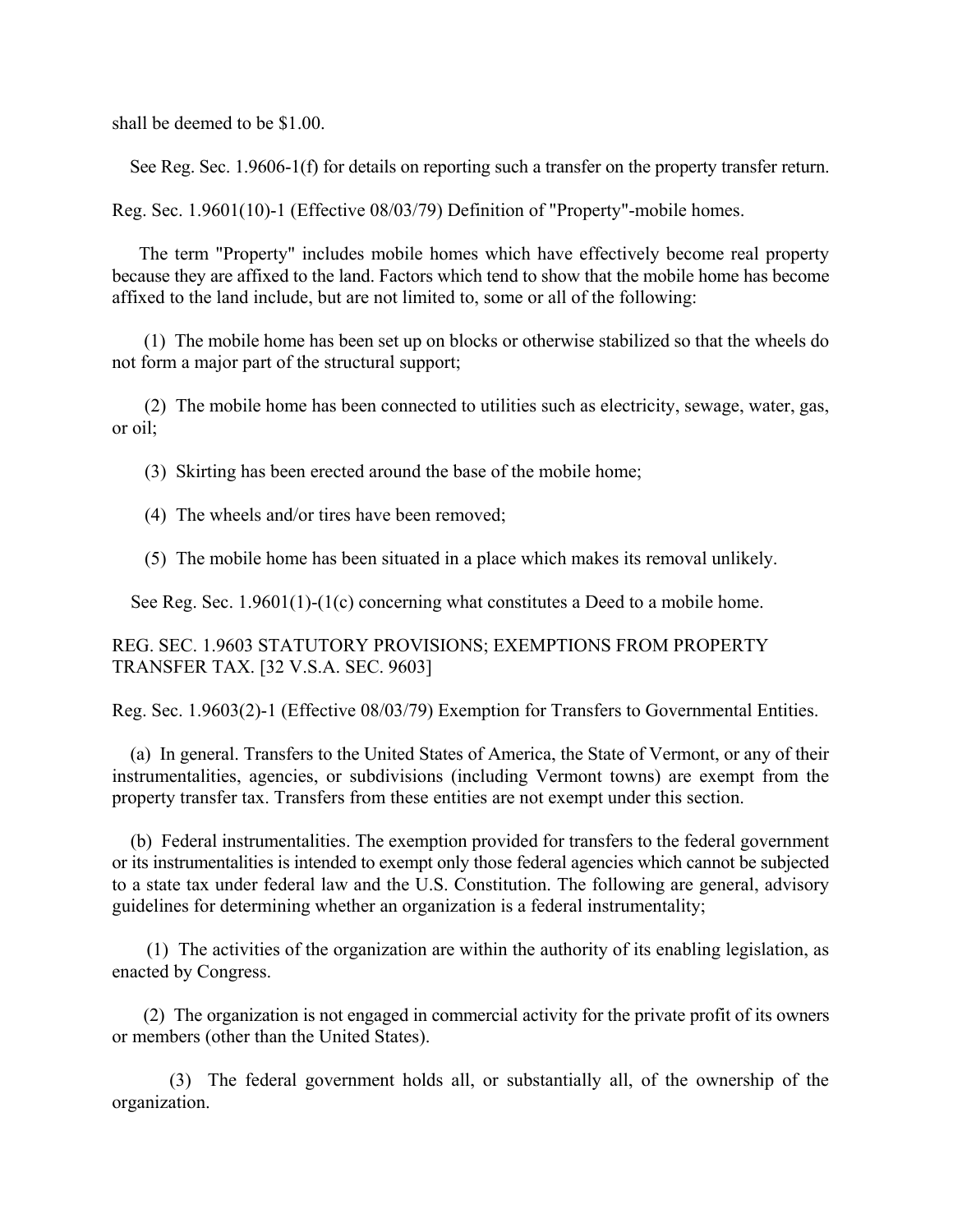shall be deemed to be $1.00.

See Reg. Sec. 1.9606-1(f) for details on reporting such a transfer on the property transfer return.

Reg. Sec. 1.9601(10)-1 (Effective 08/03/79) Definition of "Property"-mobile homes.

The term "Property" includes mobile homes which have effectively become real property because they are affixed to the land. Factors which tend to show that the mobile home has become affixed to the land include, but are not limited to, some or all of the following:

(1) The mobile home has been set up on blocks or otherwise stabilized so that the wheels do not form a major part of the structural support;

(2) The mobile home has been connected to utilities such as electricity, sewage, water, gas, or oil;

(3) Skirting has been erected around the base of the mobile home;

(4) The wheels and/or tires have been removed;

(5) The mobile home has been situated in a place which makes its removal unlikely.

See Reg. Sec. 1.9601(1)-(1(c) concerning what constitutes a Deed to a mobile home.

## REG. SEC. 1.9603 STATUTORY PROVISIONS; EXEMPTIONS FROM PROPERTY TRANSFER TAX. [32 V.S.A. SEC. 9603]

Reg. Sec. 1.9603(2)-1 (Effective 08/03/79) Exemption for Transfers to Governmental Entities.

(a) In general. Transfers to the United States of America, the State of Vermont, or any of their instrumentalities, agencies, or subdivisions (including Vermont towns) are exempt from the property transfer tax. Transfers from these entities are not exempt under this section.

(b) Federal instrumentalities. The exemption provided for transfers to the federal government or its instrumentalities is intended to exempt only those federal agencies which cannot be subjected to a state tax under federal law and the U.S. Constitution. The following are general, advisory guidelines for determining whether an organization is a federal instrumentality;

(1) The activities of the organization are within the authority of its enabling legislation, as enacted by Congress.

(2) The organization is not engaged in commercial activity for the private profit of its owners or members (other than the United States).

(3) The federal government holds all, or substantially all, of the ownership of the organization.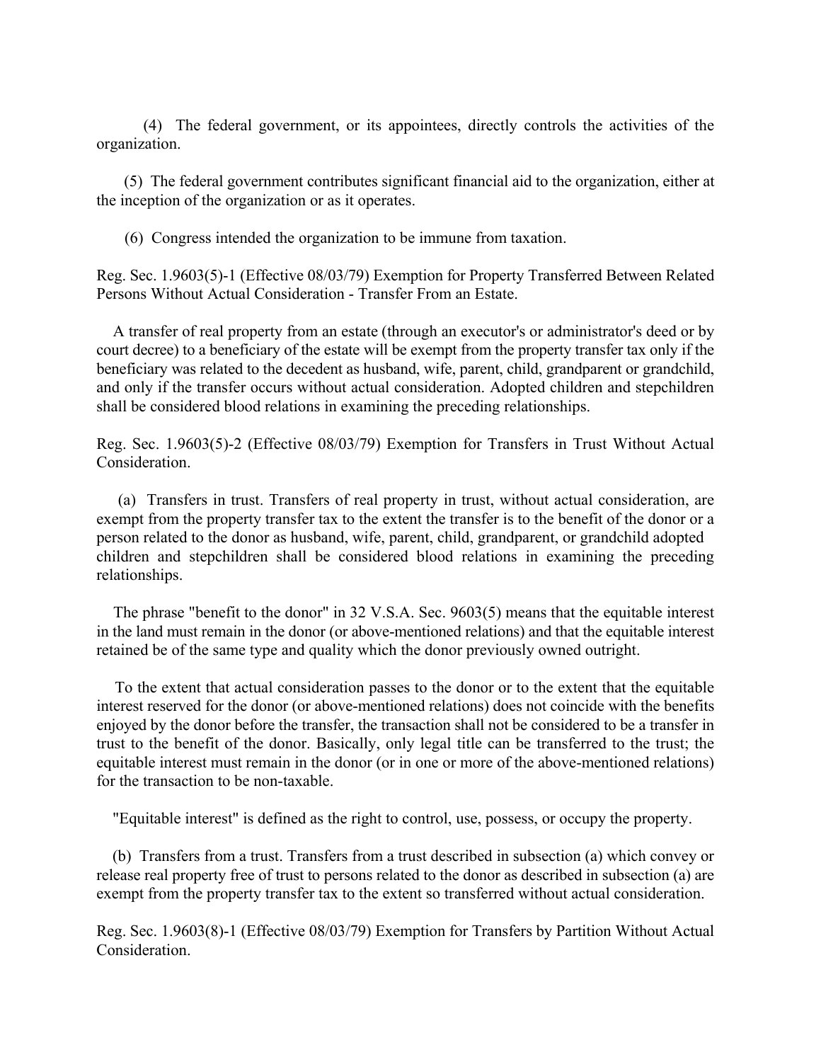(4) The federal government, or its appointees, directly controls the activities of the organization.

(5) The federal government contributes significant financial aid to the organization, either at the inception of the organization or as it operates.

(6) Congress intended the organization to be immune from taxation.

Reg. Sec. 1.9603(5)-1 (Effective 08/03/79) Exemption for Property Transferred Between Related Persons Without Actual Consideration - Transfer From an Estate.

A transfer of real property from an estate (through an executor's or administrator's deed or by court decree) to a beneficiary of the estate will be exempt from the property transfer tax only if the beneficiary was related to the decedent as husband, wife, parent, child, grandparent or grandchild, and only if the transfer occurs without actual consideration. Adopted children and stepchildren shall be considered blood relations in examining the preceding relationships.

Reg. Sec. 1.9603(5)-2 (Effective 08/03/79) Exemption for Transfers in Trust Without Actual Consideration.

(a) Transfers in trust. Transfers of real property in trust, without actual consideration, are exempt from the property transfer tax to the extent the transfer is to the benefit of the donor or a person related to the donor as husband, wife, parent, child, grandparent, or grandchild adopted children and stepchildren shall be considered blood relations in examining the preceding relationships.

The phrase "benefit to the donor" in 32 V.S.A. Sec. 9603(5) means that the equitable interest in the land must remain in the donor (or above-mentioned relations) and that the equitable interest retained be of the same type and quality which the donor previously owned outright.

To the extent that actual consideration passes to the donor or to the extent that the equitable interest reserved for the donor (or above-mentioned relations) does not coincide with the benefits enjoyed by the donor before the transfer, the transaction shall not be considered to be a transfer in trust to the benefit of the donor. Basically, only legal title can be transferred to the trust; the equitable interest must remain in the donor (or in one or more of the above-mentioned relations) for the transaction to be non-taxable.

"Equitable interest" is defined as the right to control, use, possess, or occupy the property.

(b) Transfers from a trust. Transfers from a trust described in subsection (a) which convey or release real property free of trust to persons related to the donor as described in subsection (a) are exempt from the property transfer tax to the extent so transferred without actual consideration.

Reg. Sec. 1.9603(8)-1 (Effective 08/03/79) Exemption for Transfers by Partition Without Actual Consideration.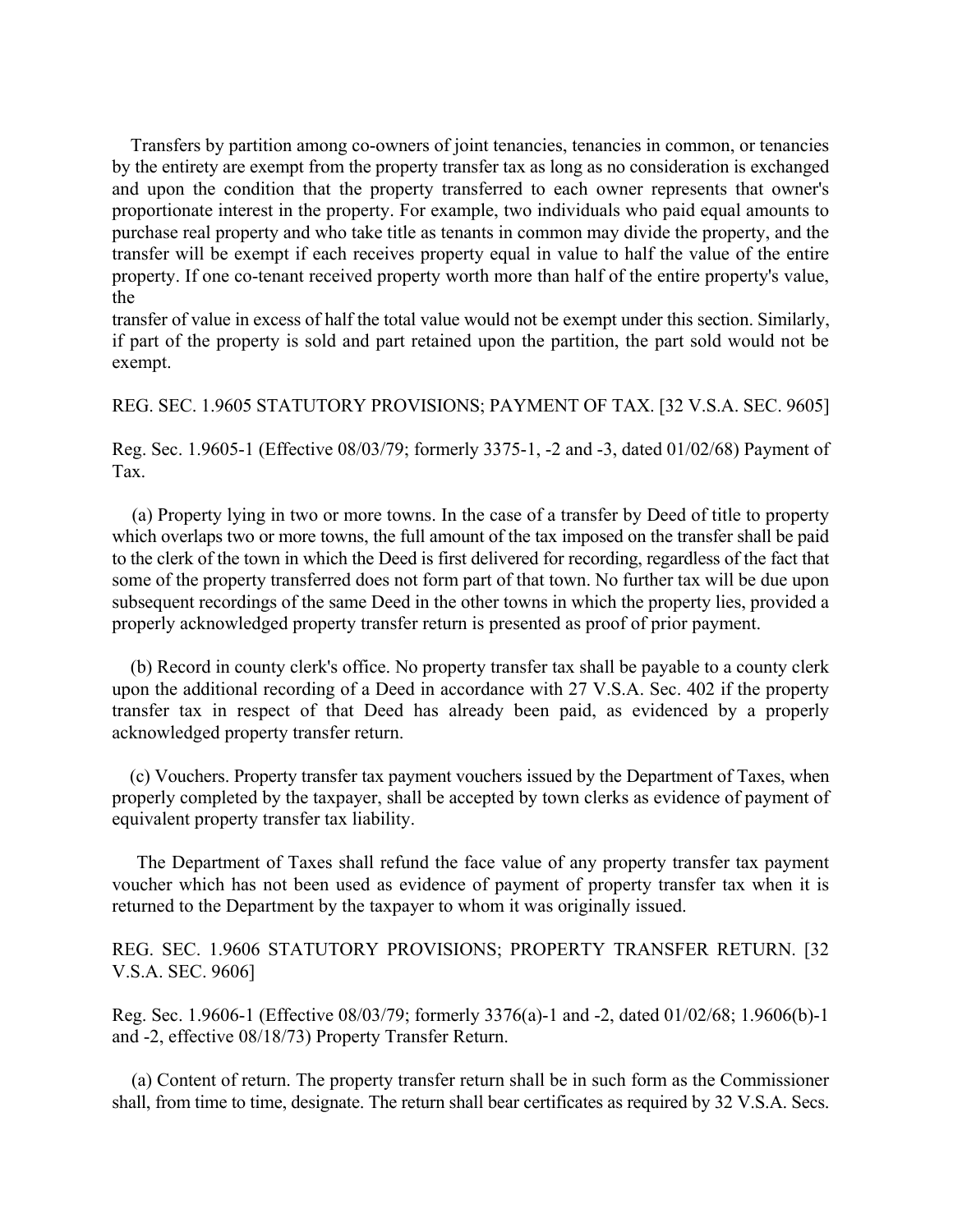Transfers by partition among co-owners of joint tenancies, tenancies in common, or tenancies by the entirety are exempt from the property transfer tax as long as no consideration is exchanged and upon the condition that the property transferred to each owner represents that owner's proportionate interest in the property. For example, two individuals who paid equal amounts to purchase real property and who take title as tenants in common may divide the property, and the transfer will be exempt if each receives property equal in value to half the value of the entire property. If one co-tenant received property worth more than half of the entire property's value, the transfer of value in excess of half the total value would not be exempt under this section. Similarly, if part of the property is sold and part retained upon the partition, the part sold would not be exempt.

REG. SEC. 1.9605 STATUTORY PROVISIONS; PAYMENT OF TAX. [32 V.S.A. SEC. 9605]

Reg. Sec. 1.9605-1 (Effective 08/03/79; formerly 3375-1, -2 and -3, dated 01/02/68) Payment of Tax.

(a) Property lying in two or more towns. In the case of a transfer by Deed of title to property which overlaps two or more towns, the full amount of the tax imposed on the transfer shall be paid to the clerk of the town in which the Deed is first delivered for recording, regardless of the fact that some of the property transferred does not form part of that town. No further tax will be due upon subsequent recordings of the same Deed in the other towns in which the property lies, provided a properly acknowledged property transfer return is presented as proof of prior payment.

(b) Record in county clerk's office. No property transfer tax shall be payable to a county clerk upon the additional recording of a Deed in accordance with 27 V.S.A. Sec. 402 if the property transfer tax in respect of that Deed has already been paid, as evidenced by a properly acknowledged property transfer return.

(c) Vouchers. Property transfer tax payment vouchers issued by the Department of Taxes, when properly completed by the taxpayer, shall be accepted by town clerks as evidence of payment of equivalent property transfer tax liability.

The Department of Taxes shall refund the face value of any property transfer tax payment voucher which has not been used as evidence of payment of property transfer tax when it is returned to the Department by the taxpayer to whom it was originally issued.

REG. SEC. 1.9606 STATUTORY PROVISIONS; PROPERTY TRANSFER RETURN. [32 V.S.A. SEC. 9606]

Reg. Sec. 1.9606-1 (Effective 08/03/79; formerly 3376(a)-1 and -2, dated 01/02/68; 1.9606(b)-1 and -2, effective 08/18/73) Property Transfer Return.

(a) Content of return. The property transfer return shall be in such form as the Commissioner shall, from time to time, designate. The return shall bear certificates as required by 32 V.S.A. Secs.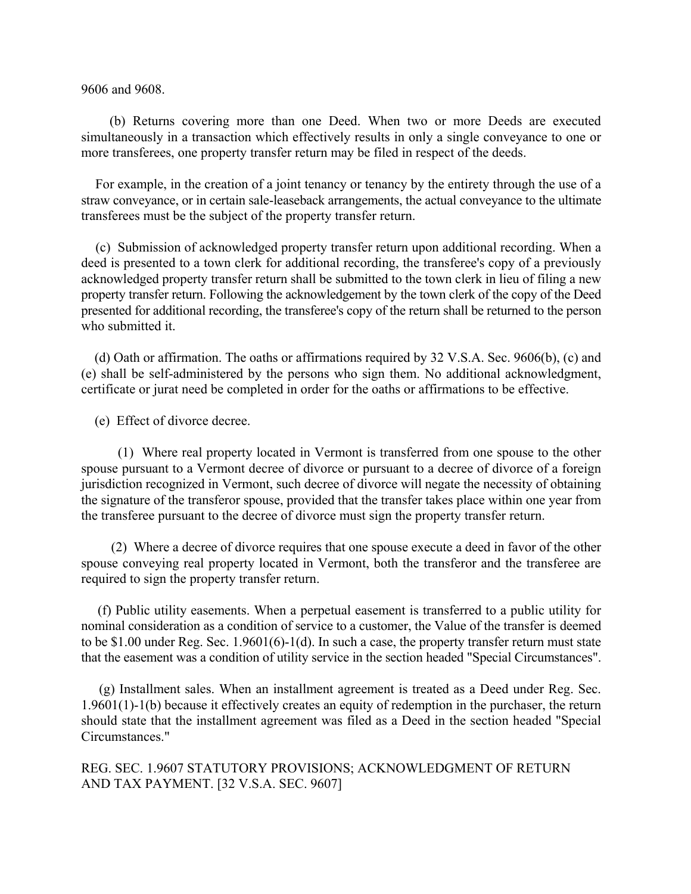9606 and 9608.

(b) Returns covering more than one Deed. When two or more Deeds are executed simultaneously in a transaction which effectively results in only a single conveyance to one or more transferees, one property transfer return may be filed in respect of the deeds.

For example, in the creation of a joint tenancy or tenancy by the entirety through the use of a straw conveyance, or in certain sale-leaseback arrangements, the actual conveyance to the ultimate transferees must be the subject of the property transfer return.

(c) Submission of acknowledged property transfer return upon additional recording. When a deed is presented to a town clerk for additional recording, the transferee's copy of a previously acknowledged property transfer return shall be submitted to the town clerk in lieu of filing a new property transfer return. Following the acknowledgement by the town clerk of the copy of the Deed presented for additional recording, the transferee's copy of the return shall be returned to the person who submitted it.

(d) Oath or affirmation. The oaths or affirmations required by 32 V.S.A. Sec. 9606(b), (c) and (e) shall be self-administered by the persons who sign them. No additional acknowledgment, certificate or jurat need be completed in order for the oaths or affirmations to be effective.

(e) Effect of divorce decree.

(1) Where real property located in Vermont is transferred from one spouse to the other spouse pursuant to a Vermont decree of divorce or pursuant to a decree of divorce of a foreign jurisdiction recognized in Vermont, such decree of divorce will negate the necessity of obtaining the signature of the transferor spouse, provided that the transfer takes place within one year from the transferee pursuant to the decree of divorce must sign the property transfer return.

(2) Where a decree of divorce requires that one spouse execute a deed in favor of the other spouse conveying real property located in Vermont, both the transferor and the transferee are required to sign the property transfer return.

(f) Public utility easements. When a perpetual easement is transferred to a public utility for nominal consideration as a condition of service to a customer, the Value of the transfer is deemed to be $1.00 under Reg. Sec. 1.9601(6)-1(d). In such a case, the property transfer return must state that the easement was a condition of utility service in the section headed "Special Circumstances".

(g) Installment sales. When an installment agreement is treated as a Deed under Reg. Sec. 1.9601(1)-1(b) because it effectively creates an equity of redemption in the purchaser, the return should state that the installment agreement was filed as a Deed in the section headed "Special Circumstances."

REG. SEC. 1.9607 STATUTORY PROVISIONS; ACKNOWLEDGMENT OF RETURN AND TAX PAYMENT. [32 V.S.A. SEC. 9607]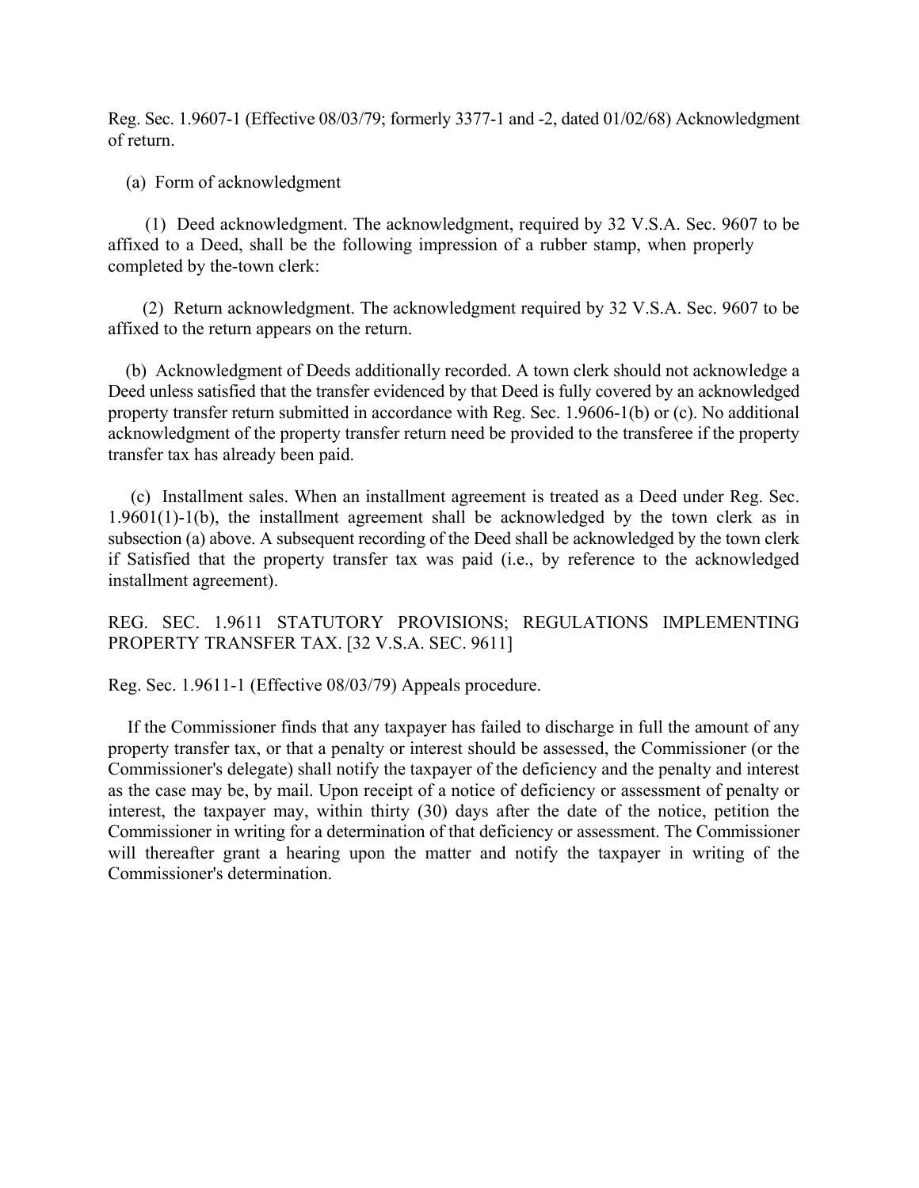Reg. Sec. 1.9607-1 (Effective 08/03/79; formerly 3377-1 and -2, dated 01/02/68) Acknowledgment of return.

(a) Form of acknowledgment

(1) Deed acknowledgment. The acknowledgment, required by 32 V.S.A. Sec. 9607 to be affixed to a Deed, shall be the following impression of a rubber stamp, when properly completed by the-town clerk:

(2) Return acknowledgment. The acknowledgment required by 32 V.S.A. Sec. 9607 to be affixed to the return appears on the return.

(b) Acknowledgment of Deeds additionally recorded. A town clerk should not acknowledge a Deed unless satisfied that the transfer evidenced by that Deed is fully covered by an acknowledged property transfer return submitted in accordance with Reg. Sec. 1.9606-1(b) or (c). No additional acknowledgment of the property transfer return need be provided to the transferee if the property transfer tax has already been paid.

(c) Installment sales. When an installment agreement is treated as a Deed under Reg. Sec. 1.9601(1)-1(b), the installment agreement shall be acknowledged by the town clerk as in subsection (a) above. A subsequent recording of the Deed shall be acknowledged by the town clerk if Satisfied that the property transfer tax was paid (i.e., by reference to the acknowledged installment agreement).

## REG. SEC. 1.9611 STATUTORY PROVISIONS; REGULATIONS IMPLEMENTING PROPERTY TRANSFER TAX. [32 V.S.A. SEC. 9611]

Reg. Sec. 1.9611-1 (Effective 08/03/79) Appeals procedure.

If the Commissioner finds that any taxpayer has failed to discharge in full the amount of any property transfer tax, or that a penalty or interest should be assessed, the Commissioner (or the Commissioner's delegate) shall notify the taxpayer of the deficiency and the penalty and interest as the case may be, by mail. Upon receipt of a notice of deficiency or assessment of penalty or interest, the taxpayer may, within thirty (30) days after the date of the notice, petition the Commissioner in writing for a determination of that deficiency or assessment. The Commissioner will thereafter grant a hearing upon the matter and notify the taxpayer in writing of the Commissioner's determination.